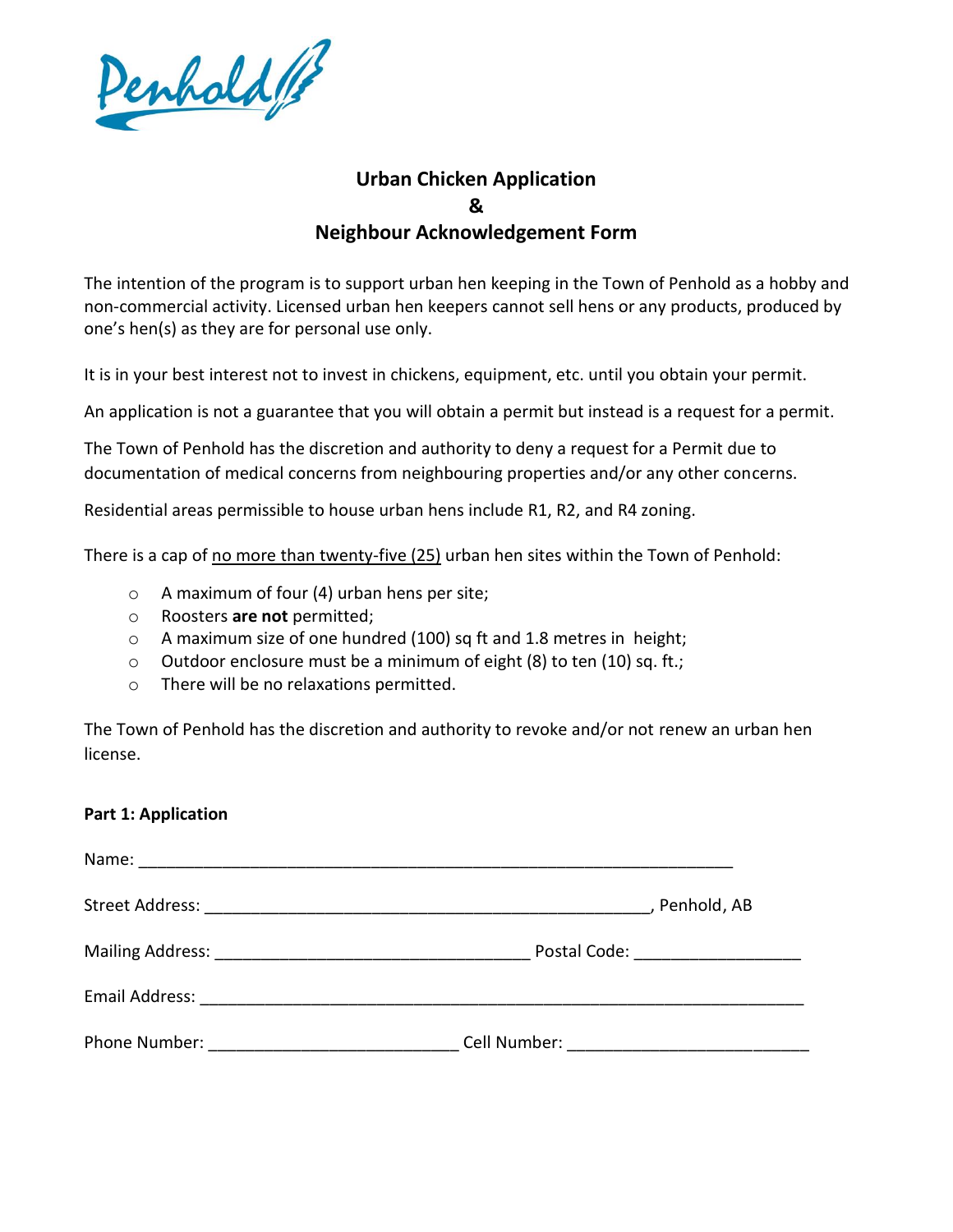Penhold

# Urban Chicken Application
# &
# Neighbour Acknowledgement Form

The intention of the program is to support urban hen keeping in the Town of Penhold as a hobby and non-commercial activity. Licensed urban hen keepers cannot sell hens or any products, produced by one's hen(s) as they are for personal use only.

It is in your best interest not to invest in chickens, equipment, etc. until you obtain your permit.

An application is not a guarantee that you will obtain a permit but instead is a request for a permit.

The Town of Penhold has the discretion and authority to deny a request for a Permit due to documentation of medical concerns from neighbouring properties and/or any other concerns.

Residential areas permissible to house urban hens include R1, R2, and R4 zoning.

There is a cap of <u>no more than twenty-five (25)</u> urban hen sites within the Town of Penhold:

- A maximum of four (4) urban hens per site;
- Roosters **are not** permitted;
- A maximum size of one hundred (100) sq ft and 1.8 metres in height;
- Outdoor enclosure must be a minimum of eight (8) to ten (10) sq. ft.;
- There will be no relaxations permitted.

The Town of Penhold has the discretion and authority to revoke and/or not renew an urban hen license.

**Part 1: Application**

Name: ____________________________________________________________

Street Address: ____________________________________________, Penhold, AB

Mailing Address: ______________________________ Postal Code: _______________

Email Address: ______________________________________________________________

Phone Number: ________________________ Cell Number: ________________________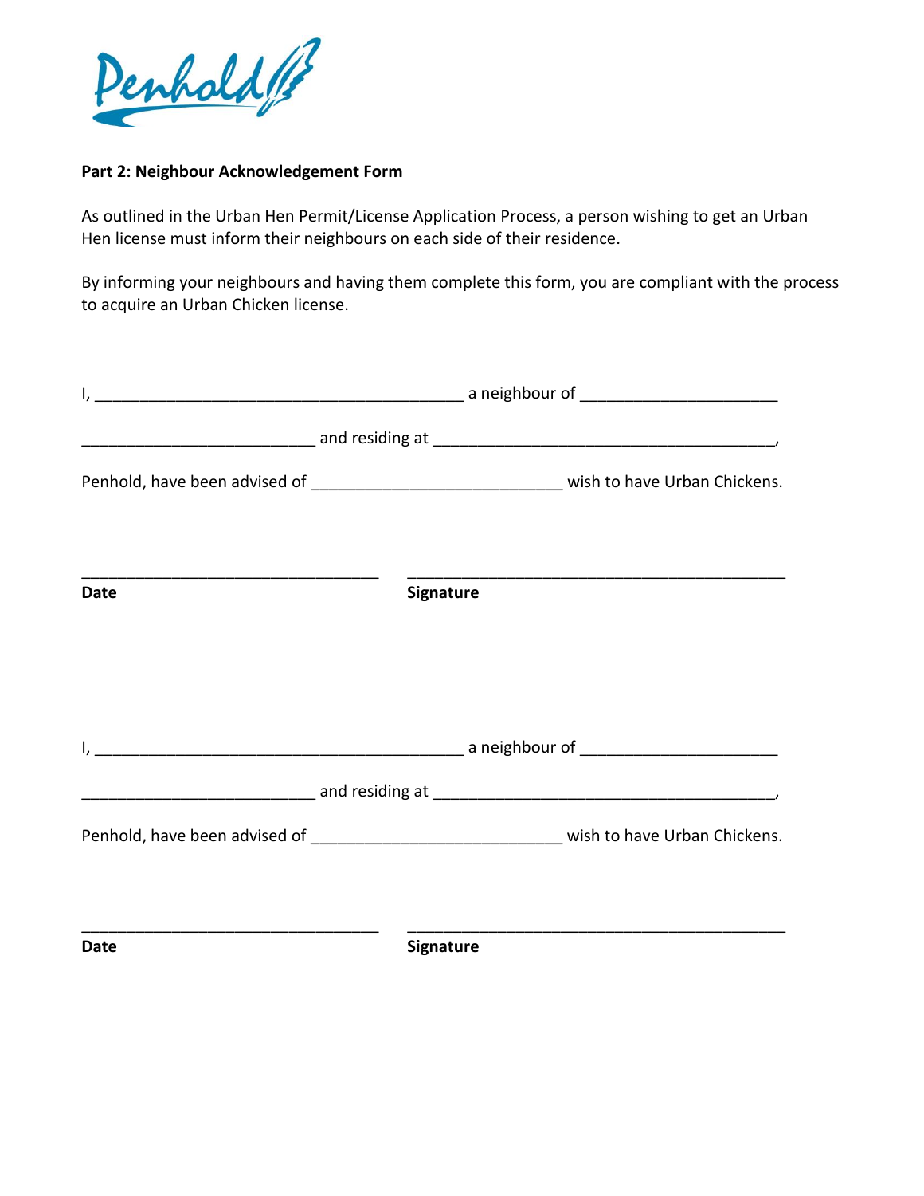Penhold

**Part 2: Neighbour Acknowledgement Form**

As outlined in the Urban Hen Permit/License Application Process, a person wishing to get an Urban Hen license must inform their neighbours on each side of their residence.

By informing your neighbours and having them complete this form, you are compliant with the process to acquire an Urban Chicken license.

I, __________________________________________ a neighbour of _______________________

__________________________ and residing at ________________________________________,

Penhold, have been advised of ____________________________ wish to have Urban Chickens.

__________________________________ ___________________________________________

**Date** **Signature**

I, __________________________________________ a neighbour of _______________________

__________________________ and residing at ________________________________________,

Penhold, have been advised of ____________________________ wish to have Urban Chickens.

__________________________________ ___________________________________________

**Date** **Signature**